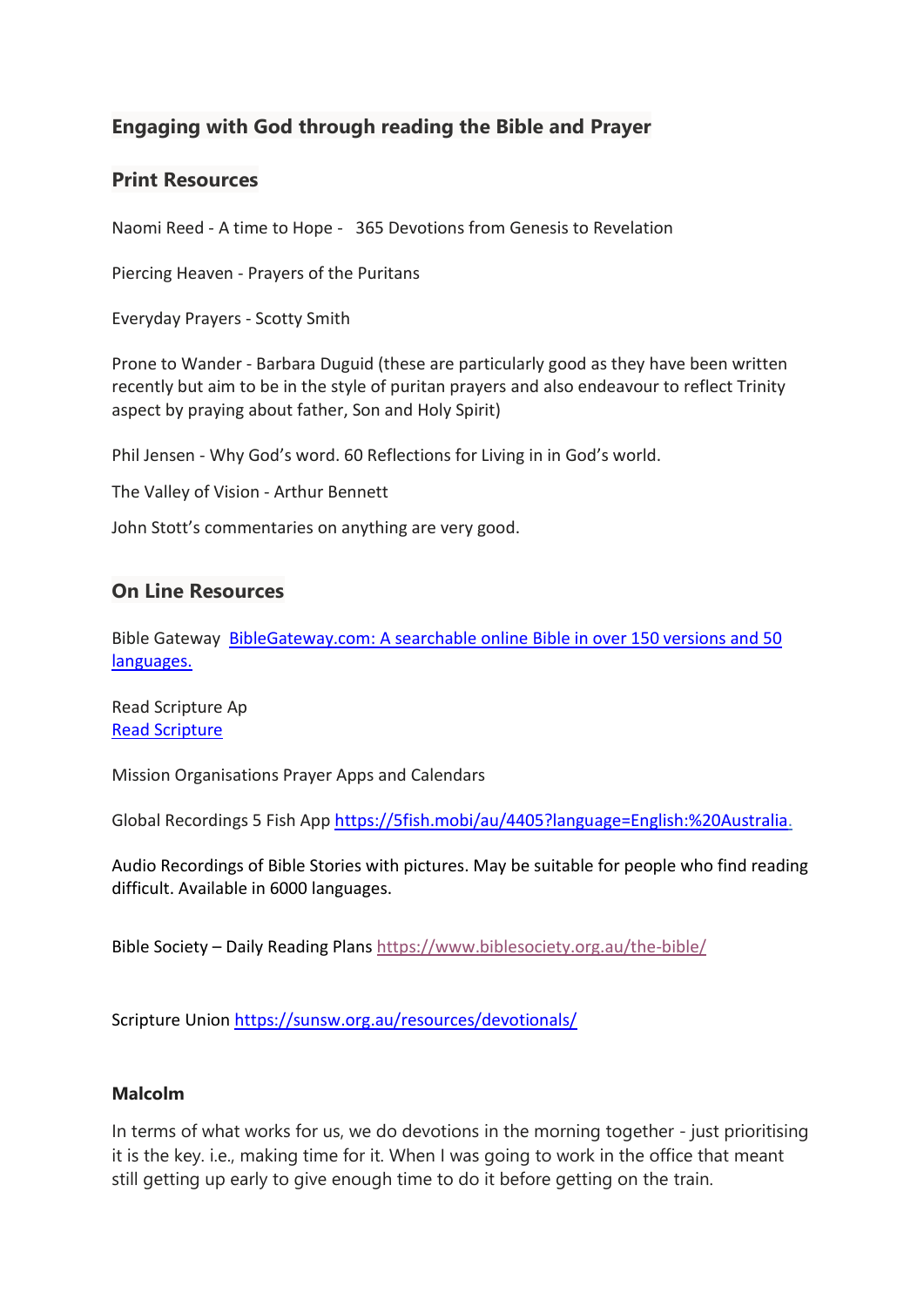## Engaging with God through reading the Bible and Prayer

### Print Resources

Naomi Reed - A time to Hope - 365 Devotions from Genesis to Revelation

Piercing Heaven - Prayers of the Puritans

Everyday Prayers - Scotty Smith

Prone to Wander - Barbara Duguid (these are particularly good as they have been written recently but aim to be in the style of puritan prayers and also endeavour to reflect Trinity aspect by praying about father, Son and Holy Spirit)

Phil Jensen - Why God's word. 60 Reflections for Living in in God's world.

The Valley of Vision - Arthur Bennett

John Stott's commentaries on anything are very good.

### On Line Resources

Bible Gateway [BibleGateway.com: A searchable online Bible in over 150 versions and 50 languages.]

Read Scripture Ap
[Read Scripture]

Mission Organisations Prayer Apps and Calendars

Global Recordings 5 Fish App https://5fish.mobi/au/4405?language=English:%20Australia.

Audio Recordings of Bible Stories with pictures. May be suitable for people who find reading difficult. Available in 6000 languages.

Bible Society – Daily Reading Plans https://www.biblesociety.org.au/the-bible/

Scripture Union https://sunsw.org.au/resources/devotionals/

#### Malcolm

In terms of what works for us, we do devotions in the morning together - just prioritising it is the key. i.e., making time for it. When I was going to work in the office that meant still getting up early to give enough time to do it before getting on the train.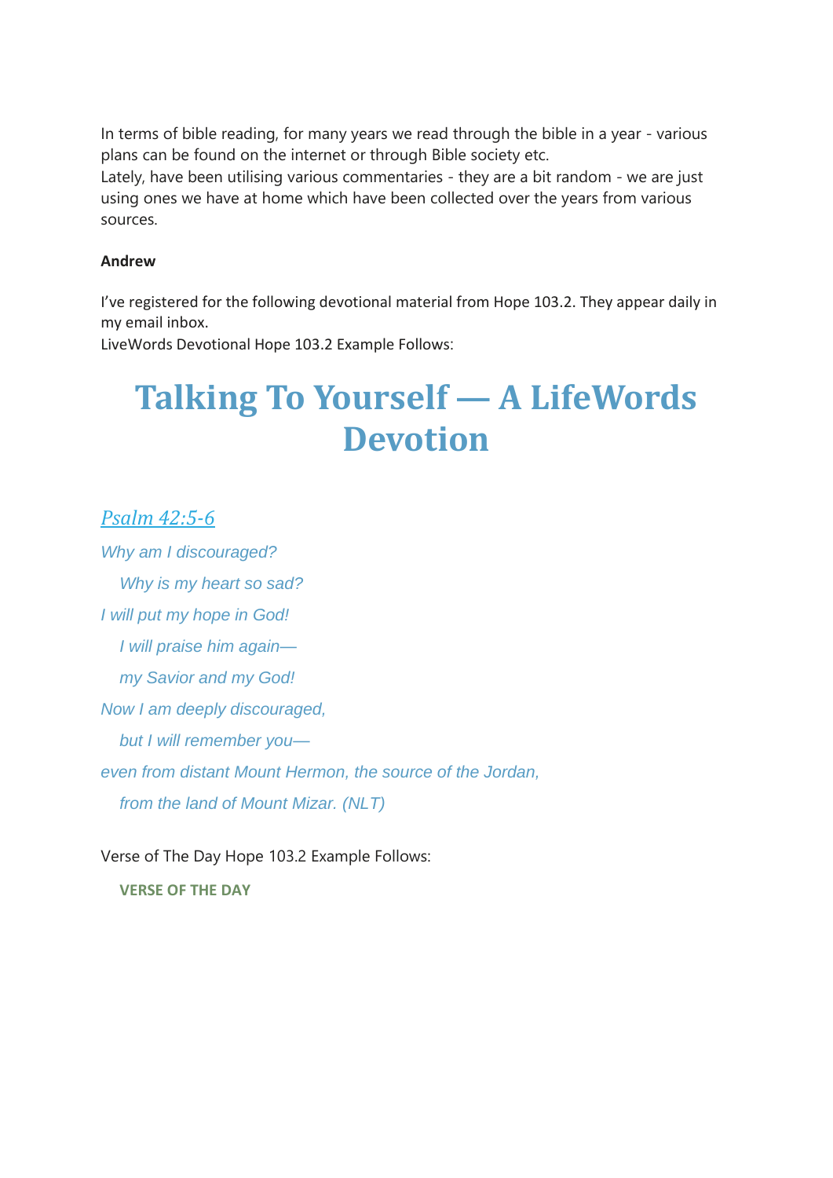In terms of bible reading, for many years we read through the bible in a year - various plans can be found on the internet or through Bible society etc.
Lately, have been utilising various commentaries - they are a bit random - we are just using ones we have at home which have been collected over the years from various sources.

**Andrew**

I've registered for the following devotional material from Hope 103.2. They appear daily in my email inbox.
LiveWords Devotional Hope 103.2 Example Follows:

# Talking To Yourself — A LifeWords Devotion

## *Psalm 42:5-6*

*Why am I discouraged?*
*Why is my heart so sad?*
*I will put my hope in God!*
*I will praise him again—*
*my Savior and my God!*
*Now I am deeply discouraged,*
*but I will remember you—*
*even from distant Mount Hermon, the source of the Jordan,*
*from the land of Mount Mizar. (NLT)*

Verse of The Day Hope 103.2 Example Follows:

**VERSE OF THE DAY**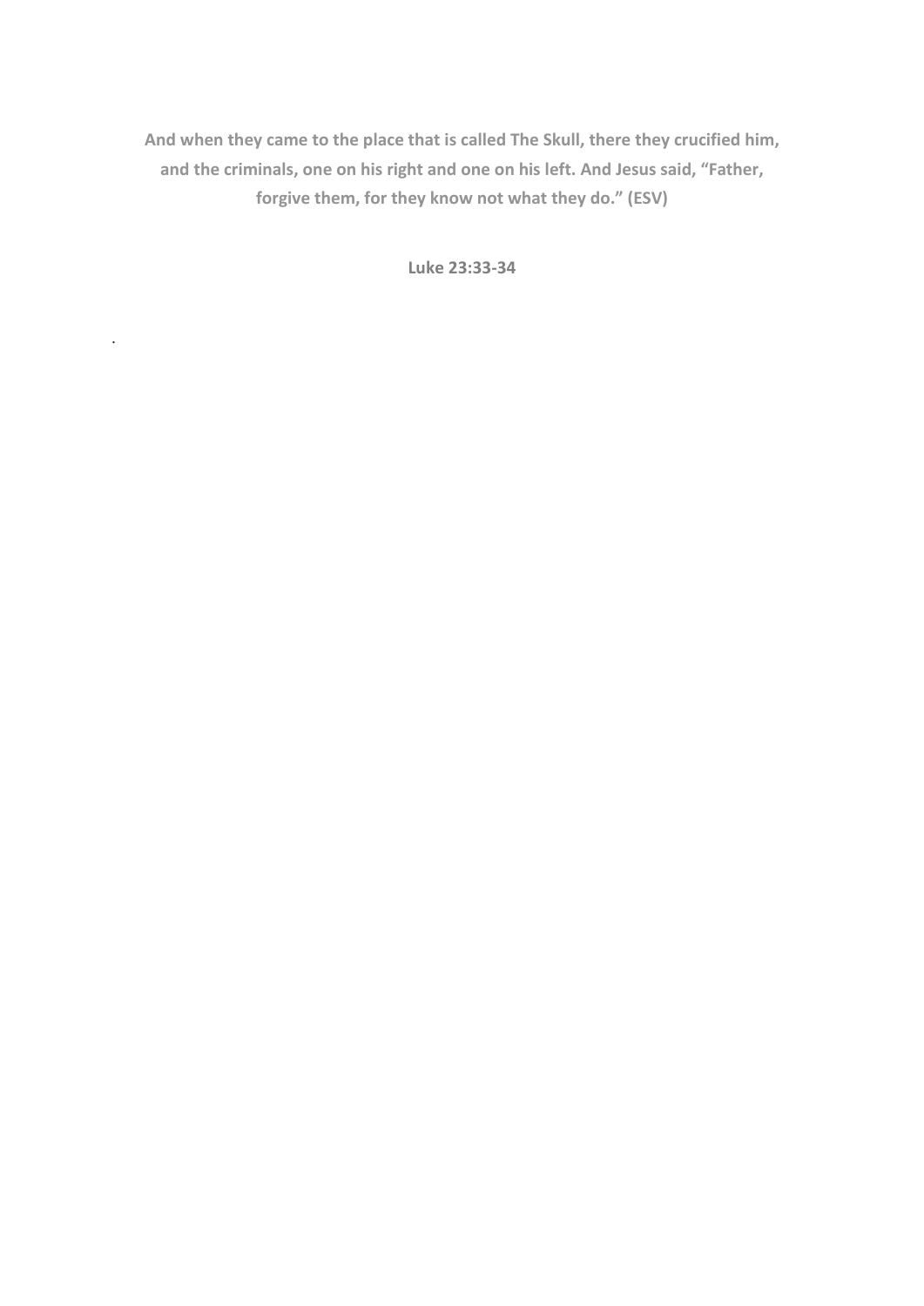**And when they came to the place that is called The Skull, there they crucified him, and the criminals, one on his right and one on his left. And Jesus said, "Father, forgive them, for they know not what they do." (ESV)**

**Luke 23:33-34**

.